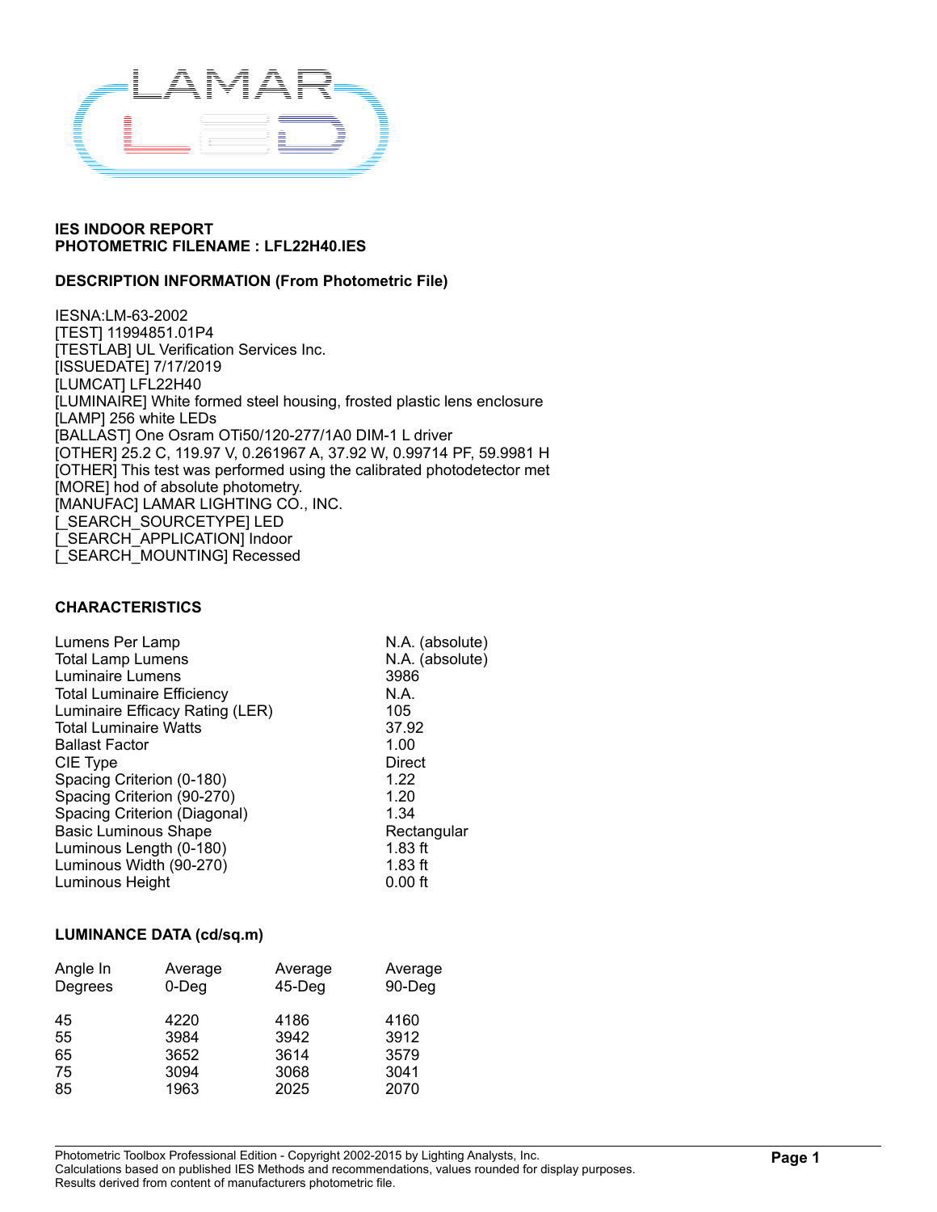LAMAR LED

**IES INDOOR REPORT**
**PHOTOMETRIC FILENAME : LFL22H40.IES**

**DESCRIPTION INFORMATION (From Photometric File)**

IESNA:LM-63-2002
[TEST] 11994851.01P4
[TESTLAB] UL Verification Services Inc.
[ISSUEDATE] 7/17/2019
[LUMCAT] LFL22H40
[LUMINAIRE] White formed steel housing, frosted plastic lens enclosure
[LAMP] 256 white LEDs
[BALLAST] One Osram OTi50/120-277/1A0 DIM-1 L driver
[OTHER] 25.2 C, 119.97 V, 0.261967 A, 37.92 W, 0.99714 PF, 59.9981 H
[OTHER] This test was performed using the calibrated photodetector met
[MORE] hod of absolute photometry.
[MANUFAC] LAMAR LIGHTING CO., INC.
[_SEARCH_SOURCETYPE] LED
[_SEARCH_APPLICATION] Indoor
[_SEARCH_MOUNTING] Recessed

**CHARACTERISTICS**

| | |
|---|---|
| Lumens Per Lamp | N.A. (absolute) |
| Total Lamp Lumens | N.A. (absolute) |
| Luminaire Lumens | 3986 |
| Total Luminaire Efficiency | N.A. |
| Luminaire Efficacy Rating (LER) | 105 |
| Total Luminaire Watts | 37.92 |
| Ballast Factor | 1.00 |
| CIE Type | Direct |
| Spacing Criterion (0-180) | 1.22 |
| Spacing Criterion (90-270) | 1.20 |
| Spacing Criterion (Diagonal) | 1.34 |
| Basic Luminous Shape | Rectangular |
| Luminous Length (0-180) | 1.83 ft |
| Luminous Width (90-270) | 1.83 ft |
| Luminous Height | 0.00 ft |

**LUMINANCE DATA (cd/sq.m)**

| Angle In Degrees | Average 0-Deg | Average 45-Deg | Average 90-Deg |
|---|---|---|---|
| 45 | 4220 | 4186 | 4160 |
| 55 | 3984 | 3942 | 3912 |
| 65 | 3652 | 3614 | 3579 |
| 75 | 3094 | 3068 | 3041 |
| 85 | 1963 | 2025 | 2070 |

Photometric Toolbox Professional Edition - Copyright 2002-2015 by Lighting Analysts, Inc.
Calculations based on published IES Methods and recommendations, values rounded for display purposes.
Results derived from content of manufacturers photometric file.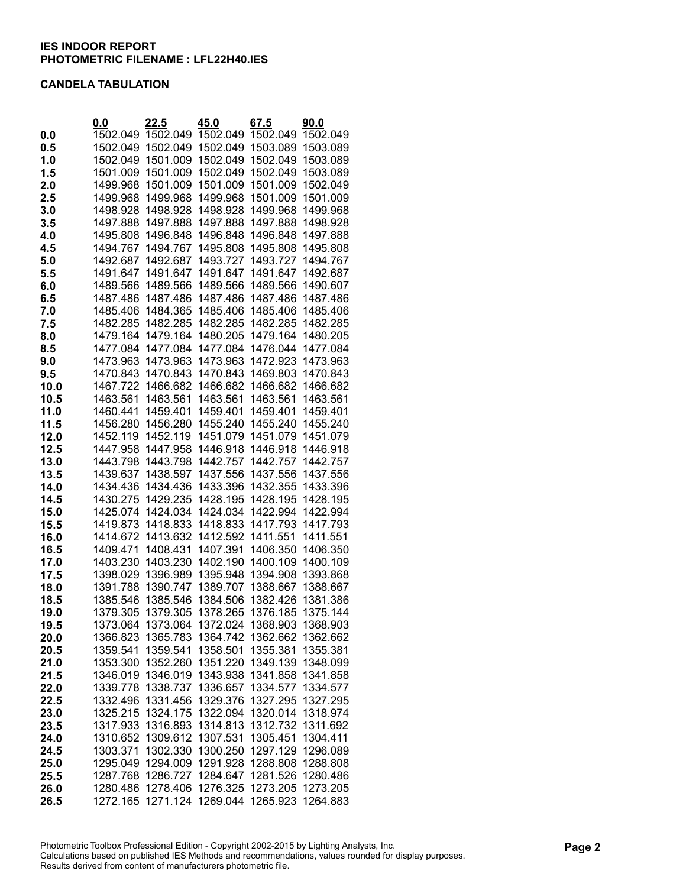**IES INDOOR REPORT**
**PHOTOMETRIC FILENAME : LFL22H40.IES**

**CANDELA TABULATION**

| | 0.0 | 22.5 | 45.0 | 67.5 | 90.0 |
|---|---|---|---|---|---|
| **0.0** | 1502.049 | 1502.049 | 1502.049 | 1502.049 | 1502.049 |
| **0.5** | 1502.049 | 1502.049 | 1502.049 | 1503.089 | 1503.089 |
| **1.0** | 1502.049 | 1501.009 | 1502.049 | 1502.049 | 1503.089 |
| **1.5** | 1501.009 | 1501.009 | 1502.049 | 1502.049 | 1503.089 |
| **2.0** | 1499.968 | 1501.009 | 1501.009 | 1501.009 | 1502.049 |
| **2.5** | 1499.968 | 1499.968 | 1499.968 | 1501.009 | 1501.009 |
| **3.0** | 1498.928 | 1498.928 | 1498.928 | 1499.968 | 1499.968 |
| **3.5** | 1497.888 | 1497.888 | 1497.888 | 1497.888 | 1498.928 |
| **4.0** | 1495.808 | 1496.848 | 1496.848 | 1496.848 | 1497.888 |
| **4.5** | 1494.767 | 1494.767 | 1495.808 | 1495.808 | 1495.808 |
| **5.0** | 1492.687 | 1492.687 | 1493.727 | 1493.727 | 1494.767 |
| **5.5** | 1491.647 | 1491.647 | 1491.647 | 1491.647 | 1492.687 |
| **6.0** | 1489.566 | 1489.566 | 1489.566 | 1489.566 | 1490.607 |
| **6.5** | 1487.486 | 1487.486 | 1487.486 | 1487.486 | 1487.486 |
| **7.0** | 1485.406 | 1484.365 | 1485.406 | 1485.406 | 1485.406 |
| **7.5** | 1482.285 | 1482.285 | 1482.285 | 1482.285 | 1482.285 |
| **8.0** | 1479.164 | 1479.164 | 1480.205 | 1479.164 | 1480.205 |
| **8.5** | 1477.084 | 1477.084 | 1477.084 | 1476.044 | 1477.084 |
| **9.0** | 1473.963 | 1473.963 | 1473.963 | 1472.923 | 1473.963 |
| **9.5** | 1470.843 | 1470.843 | 1470.843 | 1469.803 | 1470.843 |
| **10.0** | 1467.722 | 1466.682 | 1466.682 | 1466.682 | 1466.682 |
| **10.5** | 1463.561 | 1463.561 | 1463.561 | 1463.561 | 1463.561 |
| **11.0** | 1460.441 | 1459.401 | 1459.401 | 1459.401 | 1459.401 |
| **11.5** | 1456.280 | 1456.280 | 1455.240 | 1455.240 | 1455.240 |
| **12.0** | 1452.119 | 1452.119 | 1451.079 | 1451.079 | 1451.079 |
| **12.5** | 1447.958 | 1447.958 | 1446.918 | 1446.918 | 1446.918 |
| **13.0** | 1443.798 | 1443.798 | 1442.757 | 1442.757 | 1442.757 |
| **13.5** | 1439.637 | 1438.597 | 1437.556 | 1437.556 | 1437.556 |
| **14.0** | 1434.436 | 1434.436 | 1433.396 | 1432.355 | 1433.396 |
| **14.5** | 1430.275 | 1429.235 | 1428.195 | 1428.195 | 1428.195 |
| **15.0** | 1425.074 | 1424.034 | 1424.034 | 1422.994 | 1422.994 |
| **15.5** | 1419.873 | 1418.833 | 1418.833 | 1417.793 | 1417.793 |
| **16.0** | 1414.672 | 1413.632 | 1412.592 | 1411.551 | 1411.551 |
| **16.5** | 1409.471 | 1408.431 | 1407.391 | 1406.350 | 1406.350 |
| **17.0** | 1403.230 | 1403.230 | 1402.190 | 1400.109 | 1400.109 |
| **17.5** | 1398.029 | 1396.989 | 1395.948 | 1394.908 | 1393.868 |
| **18.0** | 1391.788 | 1390.747 | 1389.707 | 1388.667 | 1388.667 |
| **18.5** | 1385.546 | 1385.546 | 1384.506 | 1382.426 | 1381.386 |
| **19.0** | 1379.305 | 1379.305 | 1378.265 | 1376.185 | 1375.144 |
| **19.5** | 1373.064 | 1373.064 | 1372.024 | 1368.903 | 1368.903 |
| **20.0** | 1366.823 | 1365.783 | 1364.742 | 1362.662 | 1362.662 |
| **20.5** | 1359.541 | 1359.541 | 1358.501 | 1355.381 | 1355.381 |
| **21.0** | 1353.300 | 1352.260 | 1351.220 | 1349.139 | 1348.099 |
| **21.5** | 1346.019 | 1346.019 | 1343.938 | 1341.858 | 1341.858 |
| **22.0** | 1339.778 | 1338.737 | 1336.657 | 1334.577 | 1334.577 |
| **22.5** | 1332.496 | 1331.456 | 1329.376 | 1327.295 | 1327.295 |
| **23.0** | 1325.215 | 1324.175 | 1322.094 | 1320.014 | 1318.974 |
| **23.5** | 1317.933 | 1316.893 | 1314.813 | 1312.732 | 1311.692 |
| **24.0** | 1310.652 | 1309.612 | 1307.531 | 1305.451 | 1304.411 |
| **24.5** | 1303.371 | 1302.330 | 1300.250 | 1297.129 | 1296.089 |
| **25.0** | 1295.049 | 1294.009 | 1291.928 | 1288.808 | 1288.808 |
| **25.5** | 1287.768 | 1286.727 | 1284.647 | 1281.526 | 1280.486 |
| **26.0** | 1280.486 | 1278.406 | 1276.325 | 1273.205 | 1273.205 |
| **26.5** | 1272.165 | 1271.124 | 1269.044 | 1265.923 | 1264.883 |

Photometric Toolbox Professional Edition - Copyright 2002-2015 by Lighting Analysts, Inc.
Calculations based on published IES Methods and recommendations, values rounded for display purposes.
Results derived from content of manufacturers photometric file.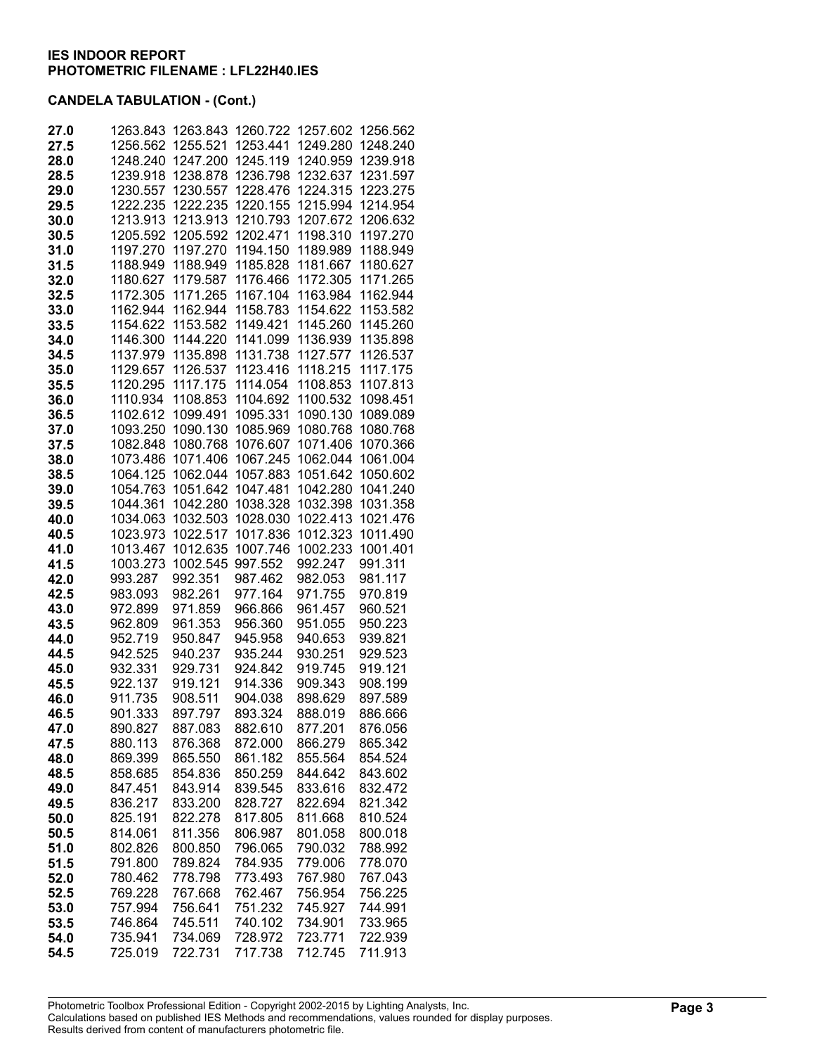**IES INDOOR REPORT**
**PHOTOMETRIC FILENAME : LFL22H40.IES**

**CANDELA TABULATION - (Cont.)**

| | | | | | |
|---|---|---|---|---|---|
| **27.0** | 1263.843 | 1263.843 | 1260.722 | 1257.602 | 1256.562 |
| **27.5** | 1256.562 | 1255.521 | 1253.441 | 1249.280 | 1248.240 |
| **28.0** | 1248.240 | 1247.200 | 1245.119 | 1240.959 | 1239.918 |
| **28.5** | 1239.918 | 1238.878 | 1236.798 | 1232.637 | 1231.597 |
| **29.0** | 1230.557 | 1230.557 | 1228.476 | 1224.315 | 1223.275 |
| **29.5** | 1222.235 | 1222.235 | 1220.155 | 1215.994 | 1214.954 |
| **30.0** | 1213.913 | 1213.913 | 1210.793 | 1207.672 | 1206.632 |
| **30.5** | 1205.592 | 1205.592 | 1202.471 | 1198.310 | 1197.270 |
| **31.0** | 1197.270 | 1197.270 | 1194.150 | 1189.989 | 1188.949 |
| **31.5** | 1188.949 | 1188.949 | 1185.828 | 1181.667 | 1180.627 |
| **32.0** | 1180.627 | 1179.587 | 1176.466 | 1172.305 | 1171.265 |
| **32.5** | 1172.305 | 1171.265 | 1167.104 | 1163.984 | 1162.944 |
| **33.0** | 1162.944 | 1162.944 | 1158.783 | 1154.622 | 1153.582 |
| **33.5** | 1154.622 | 1153.582 | 1149.421 | 1145.260 | 1145.260 |
| **34.0** | 1146.300 | 1144.220 | 1141.099 | 1136.939 | 1135.898 |
| **34.5** | 1137.979 | 1135.898 | 1131.738 | 1127.577 | 1126.537 |
| **35.0** | 1129.657 | 1126.537 | 1123.416 | 1118.215 | 1117.175 |
| **35.5** | 1120.295 | 1117.175 | 1114.054 | 1108.853 | 1107.813 |
| **36.0** | 1110.934 | 1108.853 | 1104.692 | 1100.532 | 1098.451 |
| **36.5** | 1102.612 | 1099.491 | 1095.331 | 1090.130 | 1089.089 |
| **37.0** | 1093.250 | 1090.130 | 1085.969 | 1080.768 | 1080.768 |
| **37.5** | 1082.848 | 1080.768 | 1076.607 | 1071.406 | 1070.366 |
| **38.0** | 1073.486 | 1071.406 | 1067.245 | 1062.044 | 1061.004 |
| **38.5** | 1064.125 | 1062.044 | 1057.883 | 1051.642 | 1050.602 |
| **39.0** | 1054.763 | 1051.642 | 1047.481 | 1042.280 | 1041.240 |
| **39.5** | 1044.361 | 1042.280 | 1038.328 | 1032.398 | 1031.358 |
| **40.0** | 1034.063 | 1032.503 | 1028.030 | 1022.413 | 1021.476 |
| **40.5** | 1023.973 | 1022.517 | 1017.836 | 1012.323 | 1011.490 |
| **41.0** | 1013.467 | 1012.635 | 1007.746 | 1002.233 | 1001.401 |
| **41.5** | 1003.273 | 1002.545 | 997.552 | 992.247 | 991.311 |
| **42.0** | 993.287 | 992.351 | 987.462 | 982.053 | 981.117 |
| **42.5** | 983.093 | 982.261 | 977.164 | 971.755 | 970.819 |
| **43.0** | 972.899 | 971.859 | 966.866 | 961.457 | 960.521 |
| **43.5** | 962.809 | 961.353 | 956.360 | 951.055 | 950.223 |
| **44.0** | 952.719 | 950.847 | 945.958 | 940.653 | 939.821 |
| **44.5** | 942.525 | 940.237 | 935.244 | 930.251 | 929.523 |
| **45.0** | 932.331 | 929.731 | 924.842 | 919.745 | 919.121 |
| **45.5** | 922.137 | 919.121 | 914.336 | 909.343 | 908.199 |
| **46.0** | 911.735 | 908.511 | 904.038 | 898.629 | 897.589 |
| **46.5** | 901.333 | 897.797 | 893.324 | 888.019 | 886.666 |
| **47.0** | 890.827 | 887.083 | 882.610 | 877.201 | 876.056 |
| **47.5** | 880.113 | 876.368 | 872.000 | 866.279 | 865.342 |
| **48.0** | 869.399 | 865.550 | 861.182 | 855.564 | 854.524 |
| **48.5** | 858.685 | 854.836 | 850.259 | 844.642 | 843.602 |
| **49.0** | 847.451 | 843.914 | 839.545 | 833.616 | 832.472 |
| **49.5** | 836.217 | 833.200 | 828.727 | 822.694 | 821.342 |
| **50.0** | 825.191 | 822.278 | 817.805 | 811.668 | 810.524 |
| **50.5** | 814.061 | 811.356 | 806.987 | 801.058 | 800.018 |
| **51.0** | 802.826 | 800.850 | 796.065 | 790.032 | 788.992 |
| **51.5** | 791.800 | 789.824 | 784.935 | 779.006 | 778.070 |
| **52.0** | 780.462 | 778.798 | 773.493 | 767.980 | 767.043 |
| **52.5** | 769.228 | 767.668 | 762.467 | 756.954 | 756.225 |
| **53.0** | 757.994 | 756.641 | 751.232 | 745.927 | 744.991 |
| **53.5** | 746.864 | 745.511 | 740.102 | 734.901 | 733.965 |
| **54.0** | 735.941 | 734.069 | 728.972 | 723.771 | 722.939 |
| **54.5** | 725.019 | 722.731 | 717.738 | 712.745 | 711.913 |

Photometric Toolbox Professional Edition - Copyright 2002-2015 by Lighting Analysts, Inc.
Calculations based on published IES Methods and recommendations, values rounded for display purposes.
Results derived from content of manufacturers photometric file.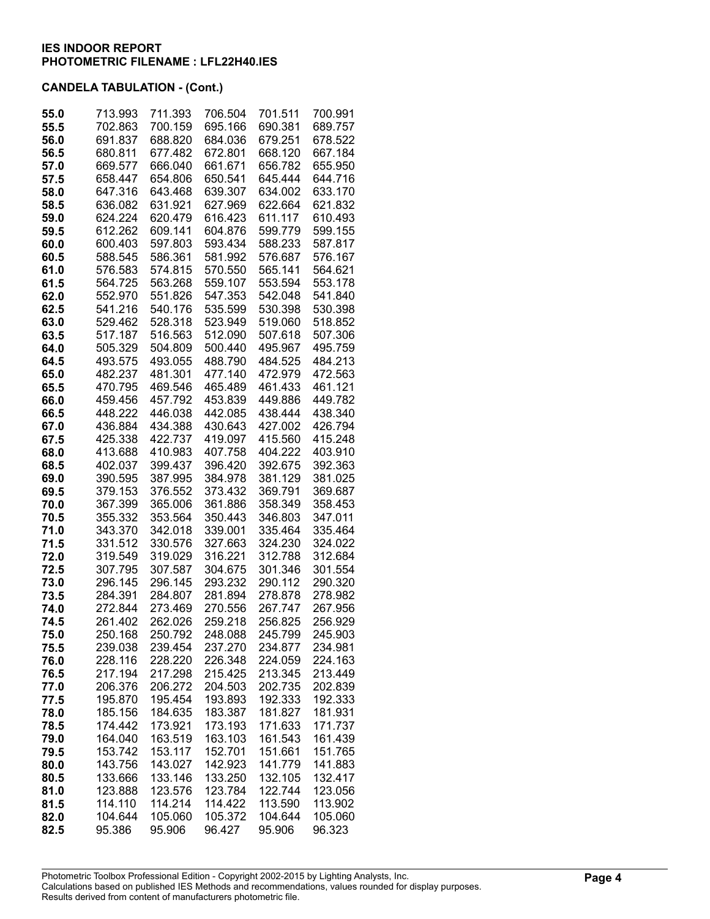**IES INDOOR REPORT**
**PHOTOMETRIC FILENAME : LFL22H40.IES**

**CANDELA TABULATION - (Cont.)**

| | | | | | |
|---|---|---|---|---|---|
| **55.0** | 713.993 | 711.393 | 706.504 | 701.511 | 700.991 |
| **55.5** | 702.863 | 700.159 | 695.166 | 690.381 | 689.757 |
| **56.0** | 691.837 | 688.820 | 684.036 | 679.251 | 678.522 |
| **56.5** | 680.811 | 677.482 | 672.801 | 668.120 | 667.184 |
| **57.0** | 669.577 | 666.040 | 661.671 | 656.782 | 655.950 |
| **57.5** | 658.447 | 654.806 | 650.541 | 645.444 | 644.716 |
| **58.0** | 647.316 | 643.468 | 639.307 | 634.002 | 633.170 |
| **58.5** | 636.082 | 631.921 | 627.969 | 622.664 | 621.832 |
| **59.0** | 624.224 | 620.479 | 616.423 | 611.117 | 610.493 |
| **59.5** | 612.262 | 609.141 | 604.876 | 599.779 | 599.155 |
| **60.0** | 600.403 | 597.803 | 593.434 | 588.233 | 587.817 |
| **60.5** | 588.545 | 586.361 | 581.992 | 576.687 | 576.167 |
| **61.0** | 576.583 | 574.815 | 570.550 | 565.141 | 564.621 |
| **61.5** | 564.725 | 563.268 | 559.107 | 553.594 | 553.178 |
| **62.0** | 552.970 | 551.826 | 547.353 | 542.048 | 541.840 |
| **62.5** | 541.216 | 540.176 | 535.599 | 530.398 | 530.398 |
| **63.0** | 529.462 | 528.318 | 523.949 | 519.060 | 518.852 |
| **63.5** | 517.187 | 516.563 | 512.090 | 507.618 | 507.306 |
| **64.0** | 505.329 | 504.809 | 500.440 | 495.967 | 495.759 |
| **64.5** | 493.575 | 493.055 | 488.790 | 484.525 | 484.213 |
| **65.0** | 482.237 | 481.301 | 477.140 | 472.979 | 472.563 |
| **65.5** | 470.795 | 469.546 | 465.489 | 461.433 | 461.121 |
| **66.0** | 459.456 | 457.792 | 453.839 | 449.886 | 449.782 |
| **66.5** | 448.222 | 446.038 | 442.085 | 438.444 | 438.340 |
| **67.0** | 436.884 | 434.388 | 430.643 | 427.002 | 426.794 |
| **67.5** | 425.338 | 422.737 | 419.097 | 415.560 | 415.248 |
| **68.0** | 413.688 | 410.983 | 407.758 | 404.222 | 403.910 |
| **68.5** | 402.037 | 399.437 | 396.420 | 392.675 | 392.363 |
| **69.0** | 390.595 | 387.995 | 384.978 | 381.129 | 381.025 |
| **69.5** | 379.153 | 376.552 | 373.432 | 369.791 | 369.687 |
| **70.0** | 367.399 | 365.006 | 361.886 | 358.349 | 358.453 |
| **70.5** | 355.332 | 353.564 | 350.443 | 346.803 | 347.011 |
| **71.0** | 343.370 | 342.018 | 339.001 | 335.464 | 335.464 |
| **71.5** | 331.512 | 330.576 | 327.663 | 324.230 | 324.022 |
| **72.0** | 319.549 | 319.029 | 316.221 | 312.788 | 312.684 |
| **72.5** | 307.795 | 307.587 | 304.675 | 301.346 | 301.554 |
| **73.0** | 296.145 | 296.145 | 293.232 | 290.112 | 290.320 |
| **73.5** | 284.391 | 284.807 | 281.894 | 278.878 | 278.982 |
| **74.0** | 272.844 | 273.469 | 270.556 | 267.747 | 267.956 |
| **74.5** | 261.402 | 262.026 | 259.218 | 256.825 | 256.929 |
| **75.0** | 250.168 | 250.792 | 248.088 | 245.799 | 245.903 |
| **75.5** | 239.038 | 239.454 | 237.270 | 234.877 | 234.981 |
| **76.0** | 228.116 | 228.220 | 226.348 | 224.059 | 224.163 |
| **76.5** | 217.194 | 217.298 | 215.425 | 213.345 | 213.449 |
| **77.0** | 206.376 | 206.272 | 204.503 | 202.735 | 202.839 |
| **77.5** | 195.870 | 195.454 | 193.893 | 192.333 | 192.333 |
| **78.0** | 185.156 | 184.635 | 183.387 | 181.827 | 181.931 |
| **78.5** | 174.442 | 173.921 | 173.193 | 171.633 | 171.737 |
| **79.0** | 164.040 | 163.519 | 163.103 | 161.543 | 161.439 |
| **79.5** | 153.742 | 153.117 | 152.701 | 151.661 | 151.765 |
| **80.0** | 143.756 | 143.027 | 142.923 | 141.779 | 141.883 |
| **80.5** | 133.666 | 133.146 | 133.250 | 132.105 | 132.417 |
| **81.0** | 123.888 | 123.576 | 123.784 | 122.744 | 123.056 |
| **81.5** | 114.110 | 114.214 | 114.422 | 113.590 | 113.902 |
| **82.0** | 104.644 | 105.060 | 105.372 | 104.644 | 105.060 |
| **82.5** | 95.386 | 95.906 | 96.427 | 95.906 | 96.323 |

Photometric Toolbox Professional Edition - Copyright 2002-2015 by Lighting Analysts, Inc.
Calculations based on published IES Methods and recommendations, values rounded for display purposes.
Results derived from content of manufacturers photometric file.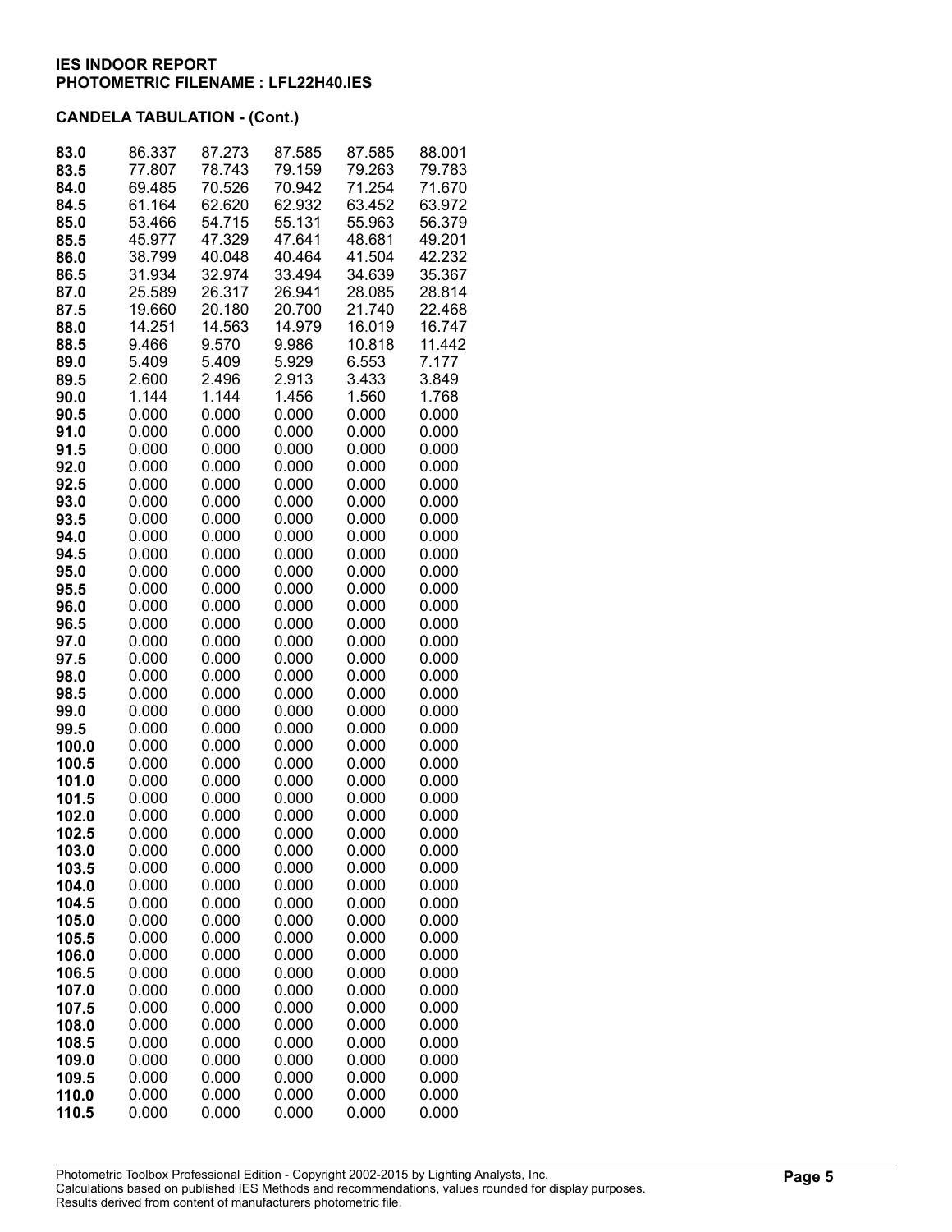**IES INDOOR REPORT**
**PHOTOMETRIC FILENAME : LFL22H40.IES**

**CANDELA TABULATION - (Cont.)**

| | | | | | |
|---|---|---|---|---|---|
| **83.0** | 86.337 | 87.273 | 87.585 | 87.585 | 88.001 |
| **83.5** | 77.807 | 78.743 | 79.159 | 79.263 | 79.783 |
| **84.0** | 69.485 | 70.526 | 70.942 | 71.254 | 71.670 |
| **84.5** | 61.164 | 62.620 | 62.932 | 63.452 | 63.972 |
| **85.0** | 53.466 | 54.715 | 55.131 | 55.963 | 56.379 |
| **85.5** | 45.977 | 47.329 | 47.641 | 48.681 | 49.201 |
| **86.0** | 38.799 | 40.048 | 40.464 | 41.504 | 42.232 |
| **86.5** | 31.934 | 32.974 | 33.494 | 34.639 | 35.367 |
| **87.0** | 25.589 | 26.317 | 26.941 | 28.085 | 28.814 |
| **87.5** | 19.660 | 20.180 | 20.700 | 21.740 | 22.468 |
| **88.0** | 14.251 | 14.563 | 14.979 | 16.019 | 16.747 |
| **88.5** | 9.466 | 9.570 | 9.986 | 10.818 | 11.442 |
| **89.0** | 5.409 | 5.409 | 5.929 | 6.553 | 7.177 |
| **89.5** | 2.600 | 2.496 | 2.913 | 3.433 | 3.849 |
| **90.0** | 1.144 | 1.144 | 1.456 | 1.560 | 1.768 |
| **90.5** | 0.000 | 0.000 | 0.000 | 0.000 | 0.000 |
| **91.0** | 0.000 | 0.000 | 0.000 | 0.000 | 0.000 |
| **91.5** | 0.000 | 0.000 | 0.000 | 0.000 | 0.000 |
| **92.0** | 0.000 | 0.000 | 0.000 | 0.000 | 0.000 |
| **92.5** | 0.000 | 0.000 | 0.000 | 0.000 | 0.000 |
| **93.0** | 0.000 | 0.000 | 0.000 | 0.000 | 0.000 |
| **93.5** | 0.000 | 0.000 | 0.000 | 0.000 | 0.000 |
| **94.0** | 0.000 | 0.000 | 0.000 | 0.000 | 0.000 |
| **94.5** | 0.000 | 0.000 | 0.000 | 0.000 | 0.000 |
| **95.0** | 0.000 | 0.000 | 0.000 | 0.000 | 0.000 |
| **95.5** | 0.000 | 0.000 | 0.000 | 0.000 | 0.000 |
| **96.0** | 0.000 | 0.000 | 0.000 | 0.000 | 0.000 |
| **96.5** | 0.000 | 0.000 | 0.000 | 0.000 | 0.000 |
| **97.0** | 0.000 | 0.000 | 0.000 | 0.000 | 0.000 |
| **97.5** | 0.000 | 0.000 | 0.000 | 0.000 | 0.000 |
| **98.0** | 0.000 | 0.000 | 0.000 | 0.000 | 0.000 |
| **98.5** | 0.000 | 0.000 | 0.000 | 0.000 | 0.000 |
| **99.0** | 0.000 | 0.000 | 0.000 | 0.000 | 0.000 |
| **99.5** | 0.000 | 0.000 | 0.000 | 0.000 | 0.000 |
| **100.0** | 0.000 | 0.000 | 0.000 | 0.000 | 0.000 |
| **100.5** | 0.000 | 0.000 | 0.000 | 0.000 | 0.000 |
| **101.0** | 0.000 | 0.000 | 0.000 | 0.000 | 0.000 |
| **101.5** | 0.000 | 0.000 | 0.000 | 0.000 | 0.000 |
| **102.0** | 0.000 | 0.000 | 0.000 | 0.000 | 0.000 |
| **102.5** | 0.000 | 0.000 | 0.000 | 0.000 | 0.000 |
| **103.0** | 0.000 | 0.000 | 0.000 | 0.000 | 0.000 |
| **103.5** | 0.000 | 0.000 | 0.000 | 0.000 | 0.000 |
| **104.0** | 0.000 | 0.000 | 0.000 | 0.000 | 0.000 |
| **104.5** | 0.000 | 0.000 | 0.000 | 0.000 | 0.000 |
| **105.0** | 0.000 | 0.000 | 0.000 | 0.000 | 0.000 |
| **105.5** | 0.000 | 0.000 | 0.000 | 0.000 | 0.000 |
| **106.0** | 0.000 | 0.000 | 0.000 | 0.000 | 0.000 |
| **106.5** | 0.000 | 0.000 | 0.000 | 0.000 | 0.000 |
| **107.0** | 0.000 | 0.000 | 0.000 | 0.000 | 0.000 |
| **107.5** | 0.000 | 0.000 | 0.000 | 0.000 | 0.000 |
| **108.0** | 0.000 | 0.000 | 0.000 | 0.000 | 0.000 |
| **108.5** | 0.000 | 0.000 | 0.000 | 0.000 | 0.000 |
| **109.0** | 0.000 | 0.000 | 0.000 | 0.000 | 0.000 |
| **109.5** | 0.000 | 0.000 | 0.000 | 0.000 | 0.000 |
| **110.0** | 0.000 | 0.000 | 0.000 | 0.000 | 0.000 |
| **110.5** | 0.000 | 0.000 | 0.000 | 0.000 | 0.000 |

Photometric Toolbox Professional Edition - Copyright 2002-2015 by Lighting Analysts, Inc.
Calculations based on published IES Methods and recommendations, values rounded for display purposes.
Results derived from content of manufacturers photometric file.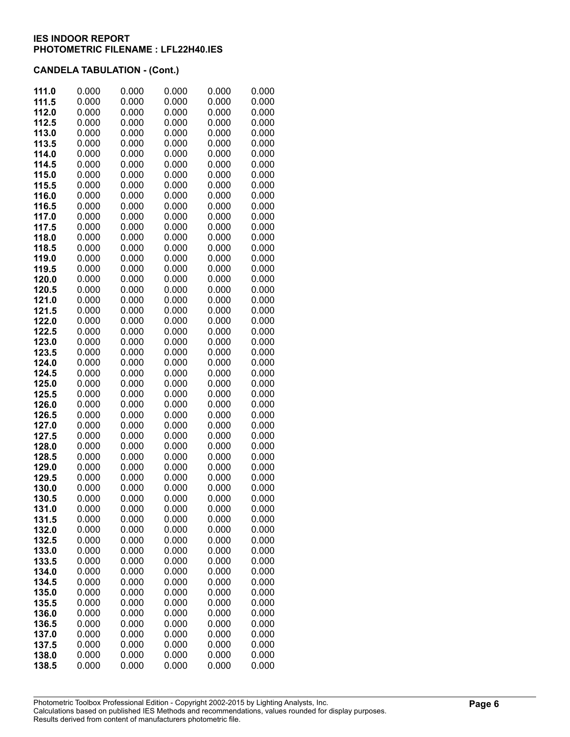**IES INDOOR REPORT**
**PHOTOMETRIC FILENAME : LFL22H40.IES**

**CANDELA TABULATION - (Cont.)**

| | | | | | |
|---|---|---|---|---|---|
| **111.0** | 0.000 | 0.000 | 0.000 | 0.000 | 0.000 |
| **111.5** | 0.000 | 0.000 | 0.000 | 0.000 | 0.000 |
| **112.0** | 0.000 | 0.000 | 0.000 | 0.000 | 0.000 |
| **112.5** | 0.000 | 0.000 | 0.000 | 0.000 | 0.000 |
| **113.0** | 0.000 | 0.000 | 0.000 | 0.000 | 0.000 |
| **113.5** | 0.000 | 0.000 | 0.000 | 0.000 | 0.000 |
| **114.0** | 0.000 | 0.000 | 0.000 | 0.000 | 0.000 |
| **114.5** | 0.000 | 0.000 | 0.000 | 0.000 | 0.000 |
| **115.0** | 0.000 | 0.000 | 0.000 | 0.000 | 0.000 |
| **115.5** | 0.000 | 0.000 | 0.000 | 0.000 | 0.000 |
| **116.0** | 0.000 | 0.000 | 0.000 | 0.000 | 0.000 |
| **116.5** | 0.000 | 0.000 | 0.000 | 0.000 | 0.000 |
| **117.0** | 0.000 | 0.000 | 0.000 | 0.000 | 0.000 |
| **117.5** | 0.000 | 0.000 | 0.000 | 0.000 | 0.000 |
| **118.0** | 0.000 | 0.000 | 0.000 | 0.000 | 0.000 |
| **118.5** | 0.000 | 0.000 | 0.000 | 0.000 | 0.000 |
| **119.0** | 0.000 | 0.000 | 0.000 | 0.000 | 0.000 |
| **119.5** | 0.000 | 0.000 | 0.000 | 0.000 | 0.000 |
| **120.0** | 0.000 | 0.000 | 0.000 | 0.000 | 0.000 |
| **120.5** | 0.000 | 0.000 | 0.000 | 0.000 | 0.000 |
| **121.0** | 0.000 | 0.000 | 0.000 | 0.000 | 0.000 |
| **121.5** | 0.000 | 0.000 | 0.000 | 0.000 | 0.000 |
| **122.0** | 0.000 | 0.000 | 0.000 | 0.000 | 0.000 |
| **122.5** | 0.000 | 0.000 | 0.000 | 0.000 | 0.000 |
| **123.0** | 0.000 | 0.000 | 0.000 | 0.000 | 0.000 |
| **123.5** | 0.000 | 0.000 | 0.000 | 0.000 | 0.000 |
| **124.0** | 0.000 | 0.000 | 0.000 | 0.000 | 0.000 |
| **124.5** | 0.000 | 0.000 | 0.000 | 0.000 | 0.000 |
| **125.0** | 0.000 | 0.000 | 0.000 | 0.000 | 0.000 |
| **125.5** | 0.000 | 0.000 | 0.000 | 0.000 | 0.000 |
| **126.0** | 0.000 | 0.000 | 0.000 | 0.000 | 0.000 |
| **126.5** | 0.000 | 0.000 | 0.000 | 0.000 | 0.000 |
| **127.0** | 0.000 | 0.000 | 0.000 | 0.000 | 0.000 |
| **127.5** | 0.000 | 0.000 | 0.000 | 0.000 | 0.000 |
| **128.0** | 0.000 | 0.000 | 0.000 | 0.000 | 0.000 |
| **128.5** | 0.000 | 0.000 | 0.000 | 0.000 | 0.000 |
| **129.0** | 0.000 | 0.000 | 0.000 | 0.000 | 0.000 |
| **129.5** | 0.000 | 0.000 | 0.000 | 0.000 | 0.000 |
| **130.0** | 0.000 | 0.000 | 0.000 | 0.000 | 0.000 |
| **130.5** | 0.000 | 0.000 | 0.000 | 0.000 | 0.000 |
| **131.0** | 0.000 | 0.000 | 0.000 | 0.000 | 0.000 |
| **131.5** | 0.000 | 0.000 | 0.000 | 0.000 | 0.000 |
| **132.0** | 0.000 | 0.000 | 0.000 | 0.000 | 0.000 |
| **132.5** | 0.000 | 0.000 | 0.000 | 0.000 | 0.000 |
| **133.0** | 0.000 | 0.000 | 0.000 | 0.000 | 0.000 |
| **133.5** | 0.000 | 0.000 | 0.000 | 0.000 | 0.000 |
| **134.0** | 0.000 | 0.000 | 0.000 | 0.000 | 0.000 |
| **134.5** | 0.000 | 0.000 | 0.000 | 0.000 | 0.000 |
| **135.0** | 0.000 | 0.000 | 0.000 | 0.000 | 0.000 |
| **135.5** | 0.000 | 0.000 | 0.000 | 0.000 | 0.000 |
| **136.0** | 0.000 | 0.000 | 0.000 | 0.000 | 0.000 |
| **136.5** | 0.000 | 0.000 | 0.000 | 0.000 | 0.000 |
| **137.0** | 0.000 | 0.000 | 0.000 | 0.000 | 0.000 |
| **137.5** | 0.000 | 0.000 | 0.000 | 0.000 | 0.000 |
| **138.0** | 0.000 | 0.000 | 0.000 | 0.000 | 0.000 |
| **138.5** | 0.000 | 0.000 | 0.000 | 0.000 | 0.000 |

Photometric Toolbox Professional Edition - Copyright 2002-2015 by Lighting Analysts, Inc.
Calculations based on published IES Methods and recommendations, values rounded for display purposes.
Results derived from content of manufacturers photometric file.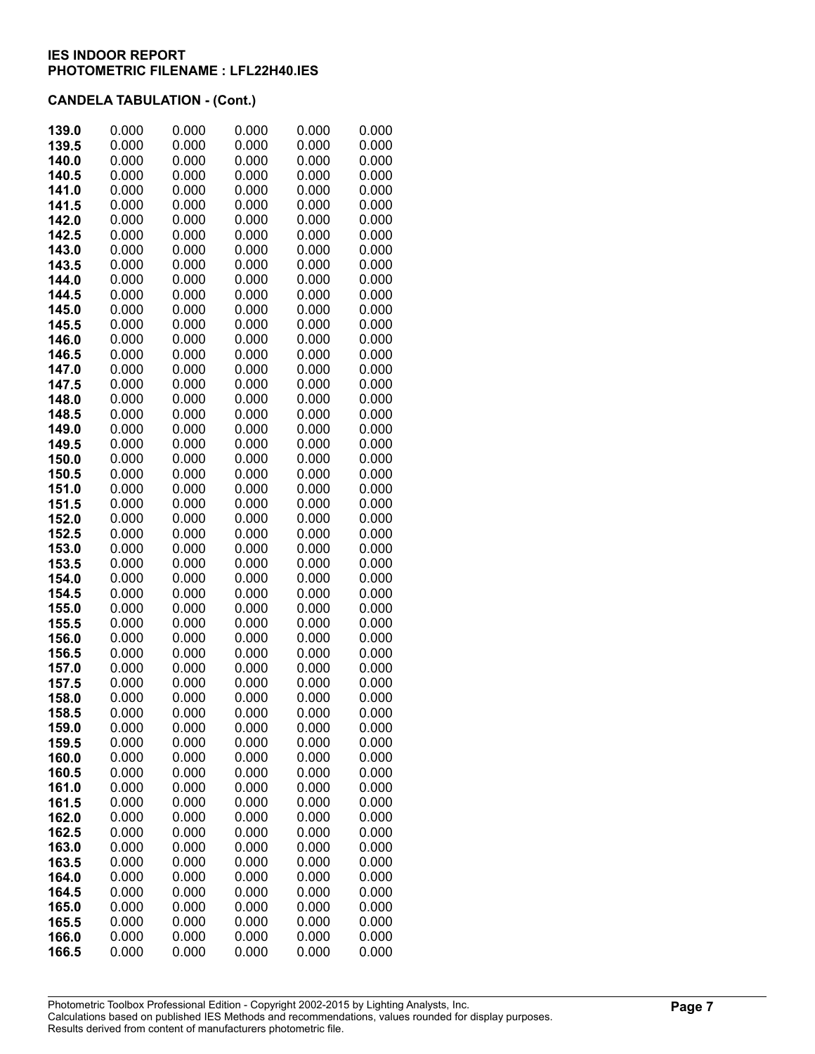**IES INDOOR REPORT**
**PHOTOMETRIC FILENAME : LFL22H40.IES**

**CANDELA TABULATION - (Cont.)**

| | | | | | |
|---|---|---|---|---|---|
| **139.0** | 0.000 | 0.000 | 0.000 | 0.000 | 0.000 |
| **139.5** | 0.000 | 0.000 | 0.000 | 0.000 | 0.000 |
| **140.0** | 0.000 | 0.000 | 0.000 | 0.000 | 0.000 |
| **140.5** | 0.000 | 0.000 | 0.000 | 0.000 | 0.000 |
| **141.0** | 0.000 | 0.000 | 0.000 | 0.000 | 0.000 |
| **141.5** | 0.000 | 0.000 | 0.000 | 0.000 | 0.000 |
| **142.0** | 0.000 | 0.000 | 0.000 | 0.000 | 0.000 |
| **142.5** | 0.000 | 0.000 | 0.000 | 0.000 | 0.000 |
| **143.0** | 0.000 | 0.000 | 0.000 | 0.000 | 0.000 |
| **143.5** | 0.000 | 0.000 | 0.000 | 0.000 | 0.000 |
| **144.0** | 0.000 | 0.000 | 0.000 | 0.000 | 0.000 |
| **144.5** | 0.000 | 0.000 | 0.000 | 0.000 | 0.000 |
| **145.0** | 0.000 | 0.000 | 0.000 | 0.000 | 0.000 |
| **145.5** | 0.000 | 0.000 | 0.000 | 0.000 | 0.000 |
| **146.0** | 0.000 | 0.000 | 0.000 | 0.000 | 0.000 |
| **146.5** | 0.000 | 0.000 | 0.000 | 0.000 | 0.000 |
| **147.0** | 0.000 | 0.000 | 0.000 | 0.000 | 0.000 |
| **147.5** | 0.000 | 0.000 | 0.000 | 0.000 | 0.000 |
| **148.0** | 0.000 | 0.000 | 0.000 | 0.000 | 0.000 |
| **148.5** | 0.000 | 0.000 | 0.000 | 0.000 | 0.000 |
| **149.0** | 0.000 | 0.000 | 0.000 | 0.000 | 0.000 |
| **149.5** | 0.000 | 0.000 | 0.000 | 0.000 | 0.000 |
| **150.0** | 0.000 | 0.000 | 0.000 | 0.000 | 0.000 |
| **150.5** | 0.000 | 0.000 | 0.000 | 0.000 | 0.000 |
| **151.0** | 0.000 | 0.000 | 0.000 | 0.000 | 0.000 |
| **151.5** | 0.000 | 0.000 | 0.000 | 0.000 | 0.000 |
| **152.0** | 0.000 | 0.000 | 0.000 | 0.000 | 0.000 |
| **152.5** | 0.000 | 0.000 | 0.000 | 0.000 | 0.000 |
| **153.0** | 0.000 | 0.000 | 0.000 | 0.000 | 0.000 |
| **153.5** | 0.000 | 0.000 | 0.000 | 0.000 | 0.000 |
| **154.0** | 0.000 | 0.000 | 0.000 | 0.000 | 0.000 |
| **154.5** | 0.000 | 0.000 | 0.000 | 0.000 | 0.000 |
| **155.0** | 0.000 | 0.000 | 0.000 | 0.000 | 0.000 |
| **155.5** | 0.000 | 0.000 | 0.000 | 0.000 | 0.000 |
| **156.0** | 0.000 | 0.000 | 0.000 | 0.000 | 0.000 |
| **156.5** | 0.000 | 0.000 | 0.000 | 0.000 | 0.000 |
| **157.0** | 0.000 | 0.000 | 0.000 | 0.000 | 0.000 |
| **157.5** | 0.000 | 0.000 | 0.000 | 0.000 | 0.000 |
| **158.0** | 0.000 | 0.000 | 0.000 | 0.000 | 0.000 |
| **158.5** | 0.000 | 0.000 | 0.000 | 0.000 | 0.000 |
| **159.0** | 0.000 | 0.000 | 0.000 | 0.000 | 0.000 |
| **159.5** | 0.000 | 0.000 | 0.000 | 0.000 | 0.000 |
| **160.0** | 0.000 | 0.000 | 0.000 | 0.000 | 0.000 |
| **160.5** | 0.000 | 0.000 | 0.000 | 0.000 | 0.000 |
| **161.0** | 0.000 | 0.000 | 0.000 | 0.000 | 0.000 |
| **161.5** | 0.000 | 0.000 | 0.000 | 0.000 | 0.000 |
| **162.0** | 0.000 | 0.000 | 0.000 | 0.000 | 0.000 |
| **162.5** | 0.000 | 0.000 | 0.000 | 0.000 | 0.000 |
| **163.0** | 0.000 | 0.000 | 0.000 | 0.000 | 0.000 |
| **163.5** | 0.000 | 0.000 | 0.000 | 0.000 | 0.000 |
| **164.0** | 0.000 | 0.000 | 0.000 | 0.000 | 0.000 |
| **164.5** | 0.000 | 0.000 | 0.000 | 0.000 | 0.000 |
| **165.0** | 0.000 | 0.000 | 0.000 | 0.000 | 0.000 |
| **165.5** | 0.000 | 0.000 | 0.000 | 0.000 | 0.000 |
| **166.0** | 0.000 | 0.000 | 0.000 | 0.000 | 0.000 |
| **166.5** | 0.000 | 0.000 | 0.000 | 0.000 | 0.000 |

Photometric Toolbox Professional Edition - Copyright 2002-2015 by Lighting Analysts, Inc.
Calculations based on published IES Methods and recommendations, values rounded for display purposes.
Results derived from content of manufacturers photometric file.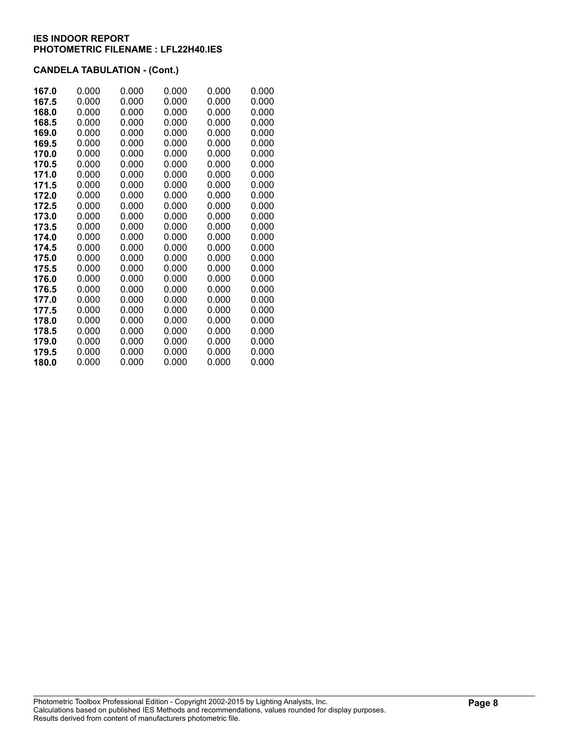**IES INDOOR REPORT**
**PHOTOMETRIC FILENAME : LFL22H40.IES**

### CANDELA TABULATION - (Cont.)

| | | | | | |
|---|---|---|---|---|---|
| **167.0** | 0.000 | 0.000 | 0.000 | 0.000 | 0.000 |
| **167.5** | 0.000 | 0.000 | 0.000 | 0.000 | 0.000 |
| **168.0** | 0.000 | 0.000 | 0.000 | 0.000 | 0.000 |
| **168.5** | 0.000 | 0.000 | 0.000 | 0.000 | 0.000 |
| **169.0** | 0.000 | 0.000 | 0.000 | 0.000 | 0.000 |
| **169.5** | 0.000 | 0.000 | 0.000 | 0.000 | 0.000 |
| **170.0** | 0.000 | 0.000 | 0.000 | 0.000 | 0.000 |
| **170.5** | 0.000 | 0.000 | 0.000 | 0.000 | 0.000 |
| **171.0** | 0.000 | 0.000 | 0.000 | 0.000 | 0.000 |
| **171.5** | 0.000 | 0.000 | 0.000 | 0.000 | 0.000 |
| **172.0** | 0.000 | 0.000 | 0.000 | 0.000 | 0.000 |
| **172.5** | 0.000 | 0.000 | 0.000 | 0.000 | 0.000 |
| **173.0** | 0.000 | 0.000 | 0.000 | 0.000 | 0.000 |
| **173.5** | 0.000 | 0.000 | 0.000 | 0.000 | 0.000 |
| **174.0** | 0.000 | 0.000 | 0.000 | 0.000 | 0.000 |
| **174.5** | 0.000 | 0.000 | 0.000 | 0.000 | 0.000 |
| **175.0** | 0.000 | 0.000 | 0.000 | 0.000 | 0.000 |
| **175.5** | 0.000 | 0.000 | 0.000 | 0.000 | 0.000 |
| **176.0** | 0.000 | 0.000 | 0.000 | 0.000 | 0.000 |
| **176.5** | 0.000 | 0.000 | 0.000 | 0.000 | 0.000 |
| **177.0** | 0.000 | 0.000 | 0.000 | 0.000 | 0.000 |
| **177.5** | 0.000 | 0.000 | 0.000 | 0.000 | 0.000 |
| **178.0** | 0.000 | 0.000 | 0.000 | 0.000 | 0.000 |
| **178.5** | 0.000 | 0.000 | 0.000 | 0.000 | 0.000 |
| **179.0** | 0.000 | 0.000 | 0.000 | 0.000 | 0.000 |
| **179.5** | 0.000 | 0.000 | 0.000 | 0.000 | 0.000 |
| **180.0** | 0.000 | 0.000 | 0.000 | 0.000 | 0.000 |

Photometric Toolbox Professional Edition - Copyright 2002-2015 by Lighting Analysts, Inc.
Calculations based on published IES Methods and recommendations, values rounded for display purposes.
Results derived from content of manufacturers photometric file.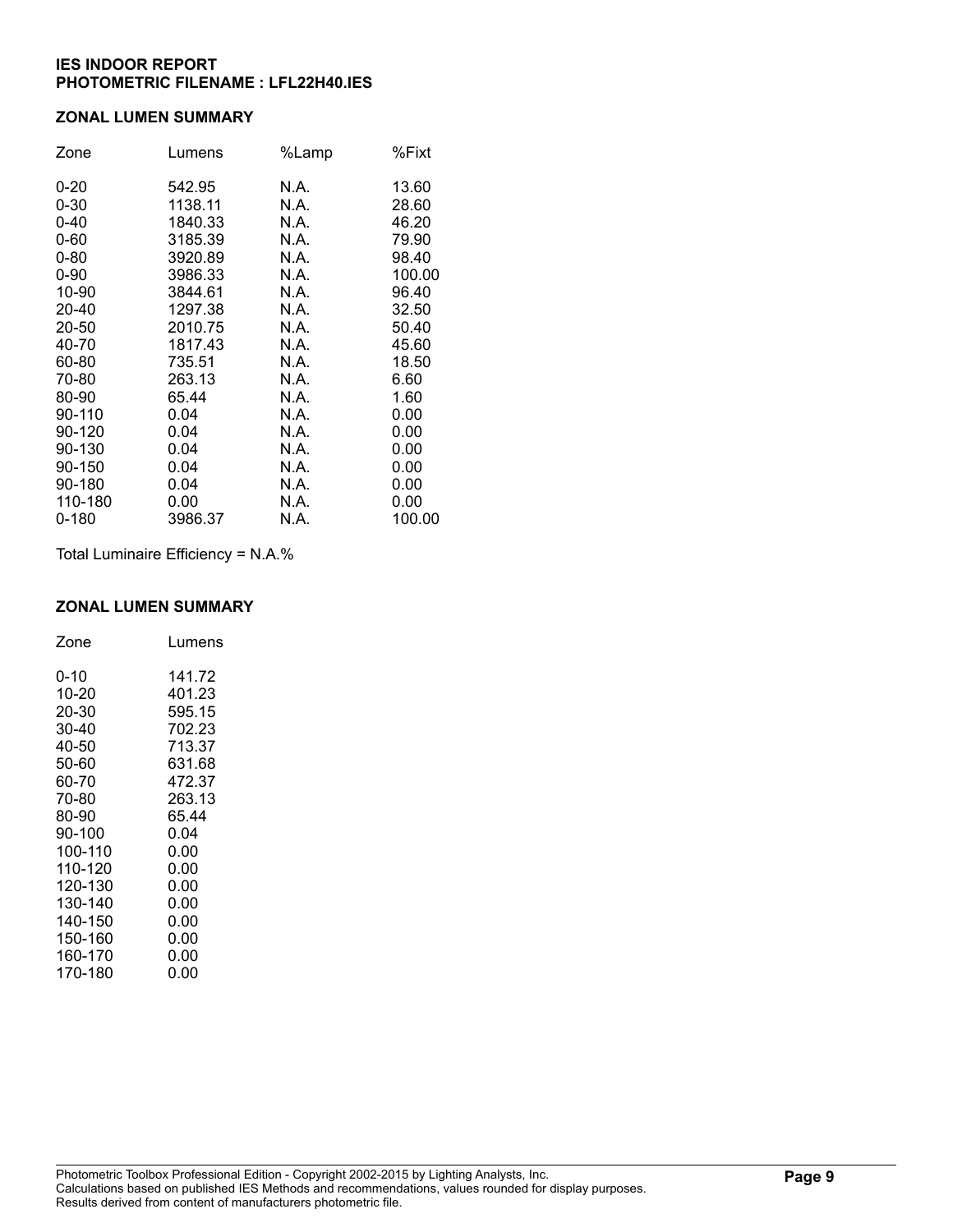**IES INDOOR REPORT**
**PHOTOMETRIC FILENAME : LFL22H40.IES**

### ZONAL LUMEN SUMMARY

| Zone | Lumens | %Lamp | %Fixt |
|---|---|---|---|
| 0-20 | 542.95 | N.A. | 13.60 |
| 0-30 | 1138.11 | N.A. | 28.60 |
| 0-40 | 1840.33 | N.A. | 46.20 |
| 0-60 | 3185.39 | N.A. | 79.90 |
| 0-80 | 3920.89 | N.A. | 98.40 |
| 0-90 | 3986.33 | N.A. | 100.00 |
| 10-90 | 3844.61 | N.A. | 96.40 |
| 20-40 | 1297.38 | N.A. | 32.50 |
| 20-50 | 2010.75 | N.A. | 50.40 |
| 40-70 | 1817.43 | N.A. | 45.60 |
| 60-80 | 735.51 | N.A. | 18.50 |
| 70-80 | 263.13 | N.A. | 6.60 |
| 80-90 | 65.44 | N.A. | 1.60 |
| 90-110 | 0.04 | N.A. | 0.00 |
| 90-120 | 0.04 | N.A. | 0.00 |
| 90-130 | 0.04 | N.A. | 0.00 |
| 90-150 | 0.04 | N.A. | 0.00 |
| 90-180 | 0.04 | N.A. | 0.00 |
| 110-180 | 0.00 | N.A. | 0.00 |
| 0-180 | 3986.37 | N.A. | 100.00 |

Total Luminaire Efficiency = N.A.%

### ZONAL LUMEN SUMMARY

| Zone | Lumens |
|---|---|
| 0-10 | 141.72 |
| 10-20 | 401.23 |
| 20-30 | 595.15 |
| 30-40 | 702.23 |
| 40-50 | 713.37 |
| 50-60 | 631.68 |
| 60-70 | 472.37 |
| 70-80 | 263.13 |
| 80-90 | 65.44 |
| 90-100 | 0.04 |
| 100-110 | 0.00 |
| 110-120 | 0.00 |
| 120-130 | 0.00 |
| 130-140 | 0.00 |
| 140-150 | 0.00 |
| 150-160 | 0.00 |
| 160-170 | 0.00 |
| 170-180 | 0.00 |

Photometric Toolbox Professional Edition - Copyright 2002-2015 by Lighting Analysts, Inc.
Calculations based on published IES Methods and recommendations, values rounded for display purposes.
Results derived from content of manufacturers photometric file.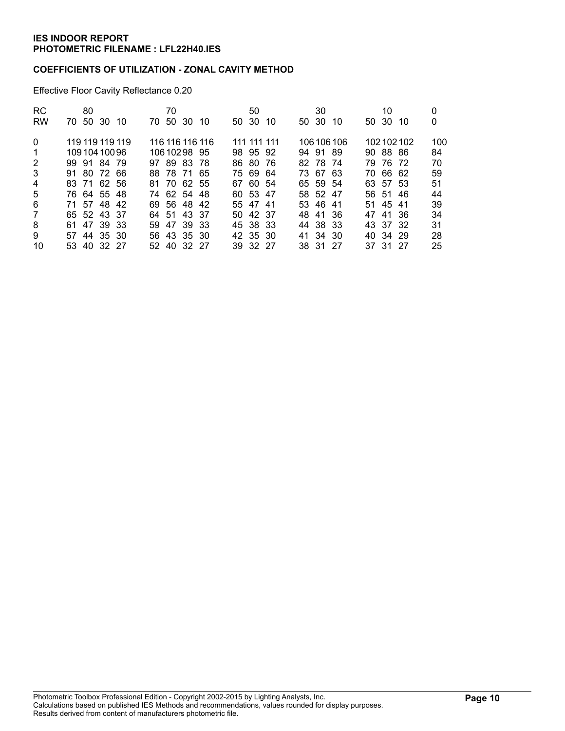**IES INDOOR REPORT**
**PHOTOMETRIC FILENAME : LFL22H40.IES**

**COEFFICIENTS OF UTILIZATION - ZONAL CAVITY METHOD**

Effective Floor Cavity Reflectance 0.20

| RC | 80 | | | | 70 | | | | 50 | | | 30 | | | 10 | | | 0 |
|---|---|---|---|---|---|---|---|---|---|---|---|---|---|---|---|---|---|---|
| RW | 70 | 50 | 30 | 10 | 70 | 50 | 30 | 10 | 50 | 30 | 10 | 50 | 30 | 10 | 50 | 30 | 10 | 0 |
| 0 | 119 | 119 | 119 | 119 | 116 | 116 | 116 | 116 | 111 | 111 | 111 | 106 | 106 | 106 | 102 | 102 | 102 | 100 |
| 1 | 109 | 104 | 100 | 96 | 106 | 102 | 98 | 95 | 98 | 95 | 92 | 94 | 91 | 89 | 90 | 88 | 86 | 84 |
| 2 | 99 | 91 | 84 | 79 | 97 | 89 | 83 | 78 | 86 | 80 | 76 | 82 | 78 | 74 | 79 | 76 | 72 | 70 |
| 3 | 91 | 80 | 72 | 66 | 88 | 78 | 71 | 65 | 75 | 69 | 64 | 73 | 67 | 63 | 70 | 66 | 62 | 59 |
| 4 | 83 | 71 | 62 | 56 | 81 | 70 | 62 | 55 | 67 | 60 | 54 | 65 | 59 | 54 | 63 | 57 | 53 | 51 |
| 5 | 76 | 64 | 55 | 48 | 74 | 62 | 54 | 48 | 60 | 53 | 47 | 58 | 52 | 47 | 56 | 51 | 46 | 44 |
| 6 | 71 | 57 | 48 | 42 | 69 | 56 | 48 | 42 | 55 | 47 | 41 | 53 | 46 | 41 | 51 | 45 | 41 | 39 |
| 7 | 65 | 52 | 43 | 37 | 64 | 51 | 43 | 37 | 50 | 42 | 37 | 48 | 41 | 36 | 47 | 41 | 36 | 34 |
| 8 | 61 | 47 | 39 | 33 | 59 | 47 | 39 | 33 | 45 | 38 | 33 | 44 | 38 | 33 | 43 | 37 | 32 | 31 |
| 9 | 57 | 44 | 35 | 30 | 56 | 43 | 35 | 30 | 42 | 35 | 30 | 41 | 34 | 30 | 40 | 34 | 29 | 28 |
| 10 | 53 | 40 | 32 | 27 | 52 | 40 | 32 | 27 | 39 | 32 | 27 | 38 | 31 | 27 | 37 | 31 | 27 | 25 |

Photometric Toolbox Professional Edition - Copyright 2002-2015 by Lighting Analysts, Inc.
Calculations based on published IES Methods and recommendations, values rounded for display purposes.
Results derived from content of manufacturers photometric file.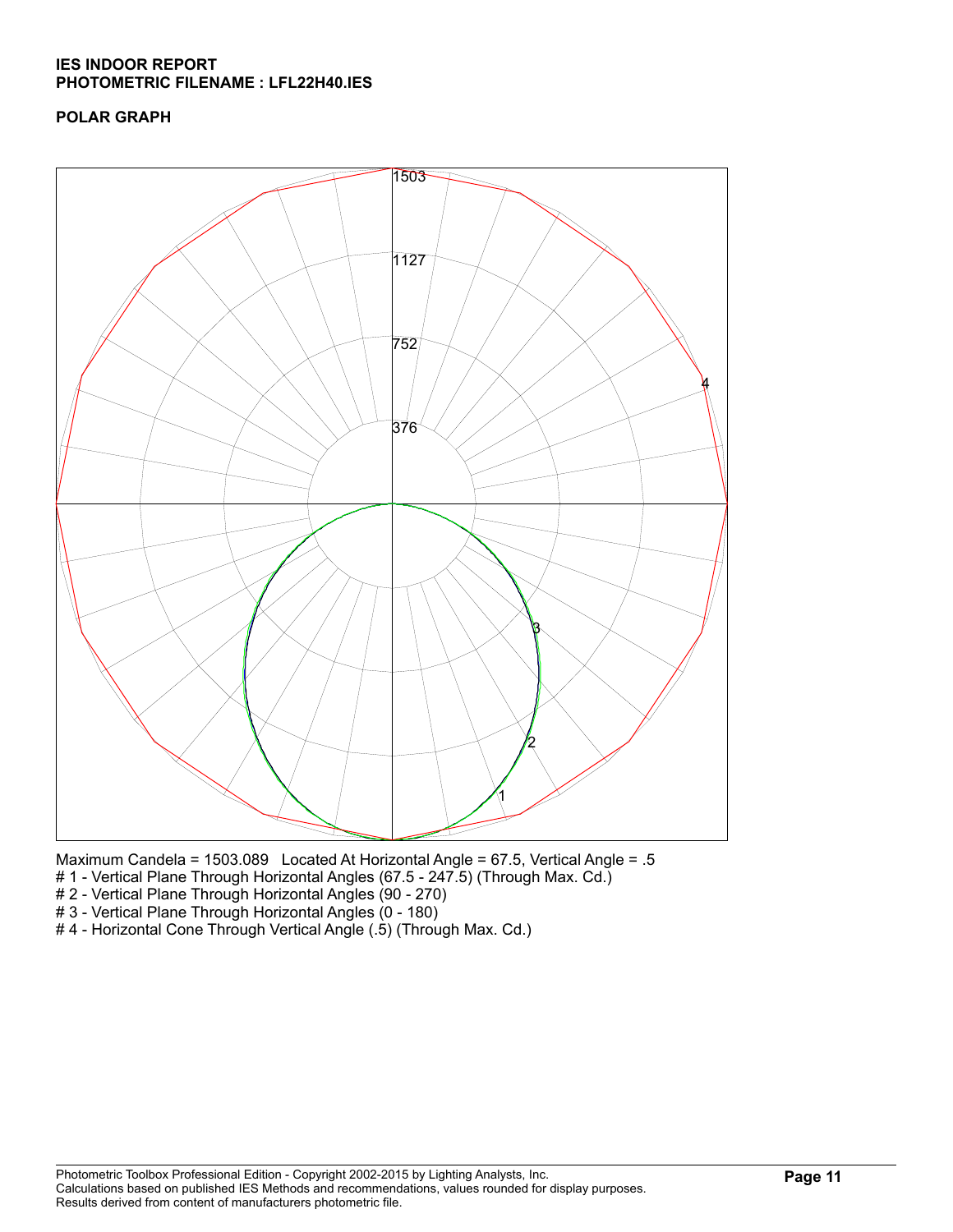**IES INDOOR REPORT**
**PHOTOMETRIC FILENAME : LFL22H40.IES**

**POLAR GRAPH**

1503
1127
752
376
4
3
2
1

Maximum Candela = 1503.089 Located At Horizontal Angle = 67.5, Vertical Angle = .5
# 1 - Vertical Plane Through Horizontal Angles (67.5 - 247.5) (Through Max. Cd.)
# 2 - Vertical Plane Through Horizontal Angles (90 - 270)
# 3 - Vertical Plane Through Horizontal Angles (0 - 180)
# 4 - Horizontal Cone Through Vertical Angle (.5) (Through Max. Cd.)

Photometric Toolbox Professional Edition - Copyright 2002-2015 by Lighting Analysts, Inc.
Calculations based on published IES Methods and recommendations, values rounded for display purposes.
Results derived from content of manufacturers photometric file.